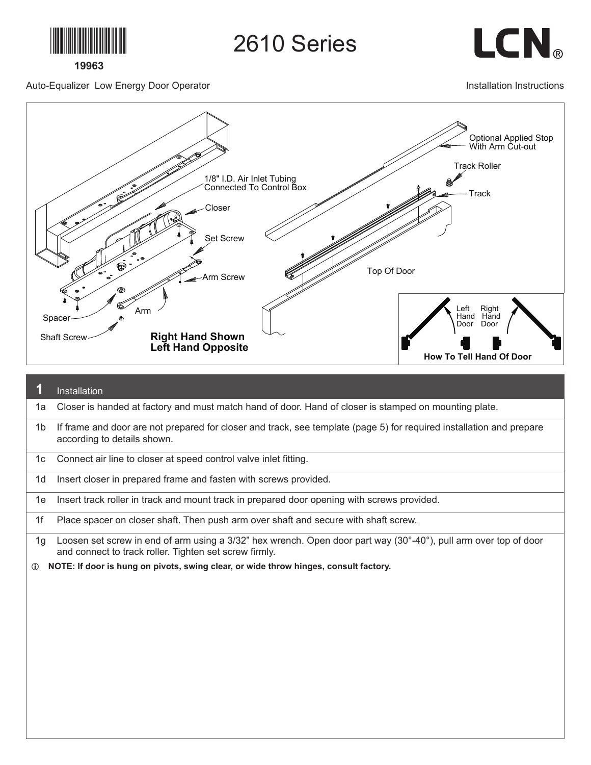19963

# 2610 Series

LCN®

Auto-Equalizer Low Energy Door Operator

Installation Instructions

Optional Applied Stop With Arm Cut-out

Track Roller

1/8" I.D. Air Inlet Tubing Connected To Control Box

Track

Closer

Set Screw

Arm Screw

Top Of Door

Arm

Spacer

Shaft Screw

**Right Hand Shown**
**Left Hand Opposite**

Left Hand Door | Right Hand Door

**How To Tell Hand Of Door**

## 1 Installation

| | |
|---|---|
| 1a | Closer is handed at factory and must match hand of door. Hand of closer is stamped on mounting plate. |
| 1b | If frame and door are not prepared for closer and track, see template (page 5) for required installation and prepare according to details shown. |
| 1c | Connect air line to closer at speed control valve inlet fitting. |
| 1d | Insert closer in prepared frame and fasten with screws provided. |
| 1e | Insert track roller in track and mount track in prepared door opening with screws provided. |
| 1f | Place spacer on closer shaft. Then push arm over shaft and secure with shaft screw. |
| 1g | Loosen set screw in end of arm using a 3/32" hex wrench. Open door part way (30°-40°), pull arm over top of door and connect to track roller. Tighten set screw firmly. |

ⓘ **NOTE: If door is hung on pivots, swing clear, or wide throw hinges, consult factory.**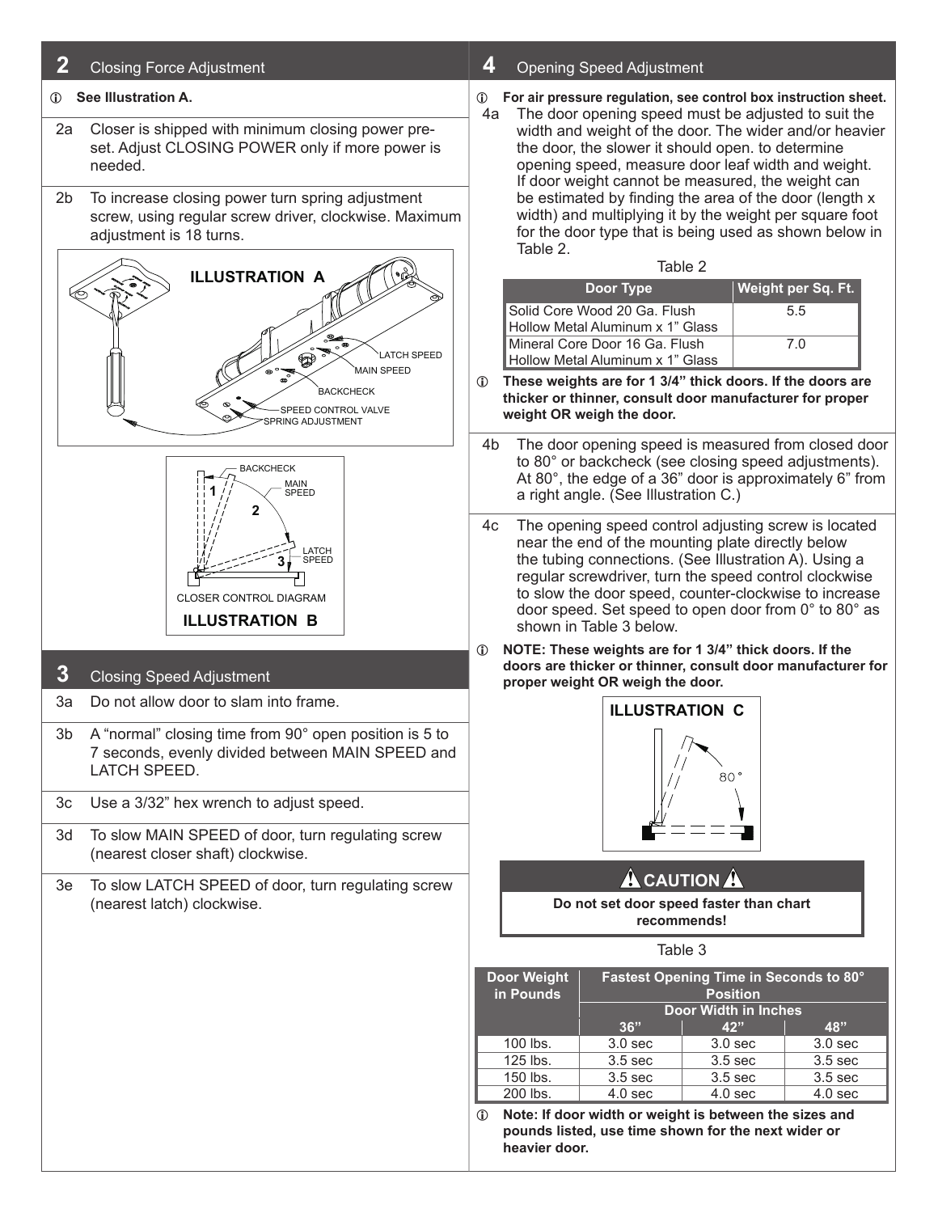## 2 Closing Force Adjustment

ⓘ **See Illustration A.**

2a Closer is shipped with minimum closing power pre-set. Adjust CLOSING POWER only if more power is needed.

2b To increase closing power turn spring adjustment screw, using regular screw driver, clockwise. Maximum adjustment is 18 turns.

**ILLUSTRATION A**

LATCH SPEED
MAIN SPEED
BACKCHECK
SPEED CONTROL VALVE
SPRING ADJUSTMENT

BACKCHECK
MAIN SPEED
LATCH SPEED

CLOSER CONTROL DIAGRAM

**ILLUSTRATION B**

## 3 Closing Speed Adjustment

3a Do not allow door to slam into frame.

3b A "normal" closing time from 90° open position is 5 to 7 seconds, evenly divided between MAIN SPEED and LATCH SPEED.

3c Use a 3/32" hex wrench to adjust speed.

3d To slow MAIN SPEED of door, turn regulating screw (nearest closer shaft) clockwise.

3e To slow LATCH SPEED of door, turn regulating screw (nearest latch) clockwise.

## 4 Opening Speed Adjustment

ⓘ **For air pressure regulation, see control box instruction sheet.**

4a The door opening speed must be adjusted to suit the width and weight of the door. The wider and/or heavier the door, the slower it should open. to determine opening speed, measure door leaf width and weight. If door weight cannot be measured, the weight can be estimated by finding the area of the door (length x width) and multiplying it by the weight per square foot for the door type that is being used as shown below in Table 2.

Table 2

| Door Type | Weight per Sq. Ft. |
|---|---|
| Solid Core Wood 20 Ga. Flush Hollow Metal Aluminum x 1" Glass | 5.5 |
| Mineral Core Door 16 Ga. Flush Hollow Metal Aluminum x 1" Glass | 7.0 |

ⓘ **These weights are for 1 3/4" thick doors. If the doors are thicker or thinner, consult door manufacturer for proper weight OR weigh the door.**

4b The door opening speed is measured from closed door to 80° or backcheck (see closing speed adjustments). At 80°, the edge of a 36" door is approximately 6" from a right angle. (See Illustration C.)

4c The opening speed control adjusting screw is located near the end of the mounting plate directly below the tubing connections. (See Illustration A). Using a regular screwdriver, turn the speed control clockwise to slow the door speed, counter-clockwise to increase door speed. Set speed to open door from 0° to 80° as shown in Table 3 below.

ⓘ **NOTE: These weights are for 1 3/4" thick doors. If the doors are thicker or thinner, consult door manufacturer for proper weight OR weigh the door.**

**ILLUSTRATION C**

80°

**⚠ CAUTION ⚠**

**Do not set door speed faster than chart recommends!**

Table 3

| Door Weight in Pounds | Fastest Opening Time in Seconds to 80° Position | | |
|---|---|---|---|
| | Door Width in Inches | | |
| | 36" | 42" | 48" |
| 100 lbs. | 3.0 sec | 3.0 sec | 3.0 sec |
| 125 lbs. | 3.5 sec | 3.5 sec | 3.5 sec |
| 150 lbs. | 3.5 sec | 3.5 sec | 3.5 sec |
| 200 lbs. | 4.0 sec | 4.0 sec | 4.0 sec |

ⓘ **Note: If door width or weight is between the sizes and pounds listed, use time shown for the next wider or heavier door.**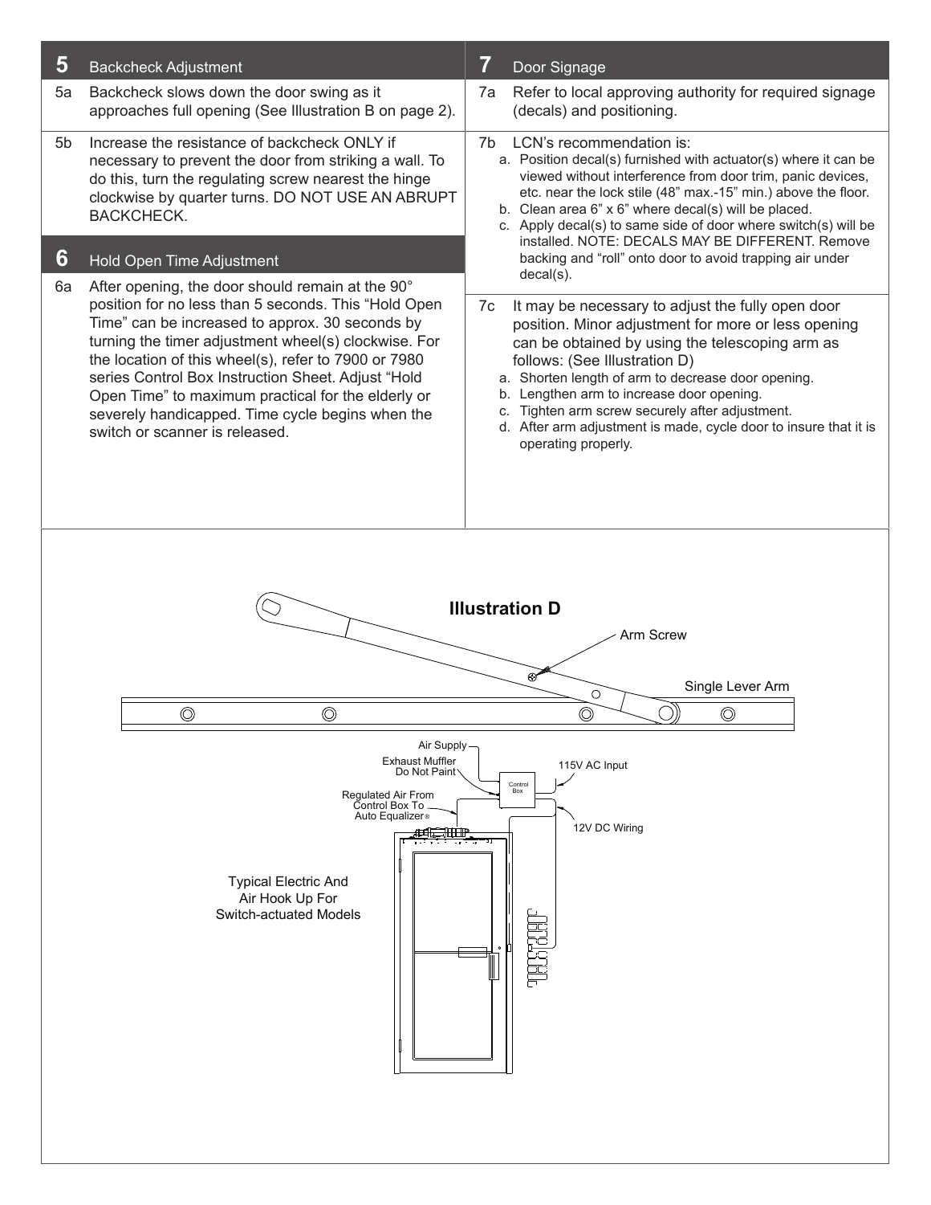## 5 Backcheck Adjustment

5a Backcheck slows down the door swing as it approaches full opening (See Illustration B on page 2).

5b Increase the resistance of backcheck ONLY if necessary to prevent the door from striking a wall. To do this, turn the regulating screw nearest the hinge clockwise by quarter turns. DO NOT USE AN ABRUPT BACKCHECK.

## 6 Hold Open Time Adjustment

6a After opening, the door should remain at the 90° position for no less than 5 seconds. This "Hold Open Time" can be increased to approx. 30 seconds by turning the timer adjustment wheel(s) clockwise. For the location of this wheel(s), refer to 7900 or 7980 series Control Box Instruction Sheet. Adjust "Hold Open Time" to maximum practical for the elderly or severely handicapped. Time cycle begins when the switch or scanner is released.

## 7 Door Signage

7a Refer to local approving authority for required signage (decals) and positioning.

7b LCN's recommendation is:

a. Position decal(s) furnished with actuator(s) where it can be viewed without interference from door trim, panic devices, etc. near the lock stile (48" max.-15" min.) above the floor.
b. Clean area 6" x 6" where decal(s) will be placed.
c. Apply decal(s) to same side of door where switch(s) will be installed. NOTE: DECALS MAY BE DIFFERENT. Remove backing and "roll" onto door to avoid trapping air under decal(s).

7c It may be necessary to adjust the fully open door position. Minor adjustment for more or less opening can be obtained by using the telescoping arm as follows: (See Illustration D)

a. Shorten length of arm to decrease door opening.
b. Lengthen arm to increase door opening.
c. Tighten arm screw securely after adjustment.
d. After arm adjustment is made, cycle door to insure that it is operating properly.

**Illustration D**

Arm Screw

Single Lever Arm

Air Supply

Exhaust Muffler Do Not Paint

Control Box

115V AC Input

Regulated Air From Control Box To Auto Equalizer®

12V DC Wiring

Typical Electric And Air Hook Up For Switch-actuated Models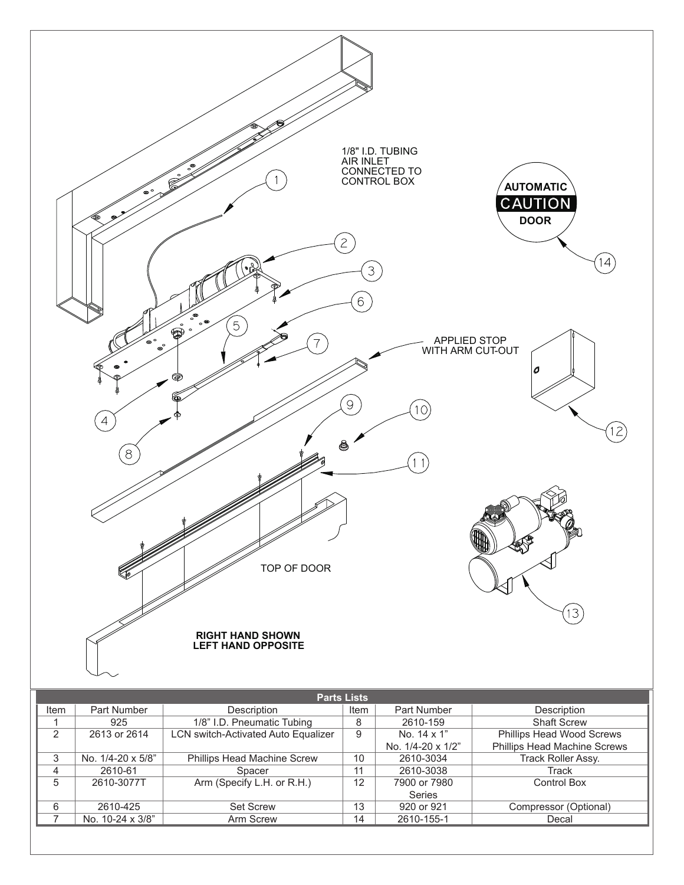1/8" I.D. TUBING
AIR INLET
CONNECTED TO
CONTROL BOX

AUTOMATIC
CAUTION
DOOR

APPLIED STOP
WITH ARM CUT-OUT

TOP OF DOOR

**RIGHT HAND SHOWN**
**LEFT HAND OPPOSITE**

| Parts Lists | | | | | |
|---|---|---|---|---|---|
| Item | Part Number | Description | Item | Part Number | Description |
| 1 | 925 | 1/8" I.D. Pneumatic Tubing | 8 | 2610-159 | Shaft Screw |
| 2 | 2613 or 2614 | LCN switch-Activated Auto Equalizer | 9 | No. 14 x 1"<br>No. 1/4-20 x 1/2" | Phillips Head Wood Screws<br>Phillips Head Machine Screws |
| 3 | No. 1/4-20 x 5/8" | Phillips Head Machine Screw | 10 | 2610-3034 | Track Roller Assy. |
| 4 | 2610-61 | Spacer | 11 | 2610-3038 | Track |
| 5 | 2610-3077T | Arm (Specify L.H. or R.H.) | 12 | 7900 or 7980 Series | Control Box |
| 6 | 2610-425 | Set Screw | 13 | 920 or 921 | Compressor (Optional) |
| 7 | No. 10-24 x 3/8" | Arm Screw | 14 | 2610-155-1 | Decal |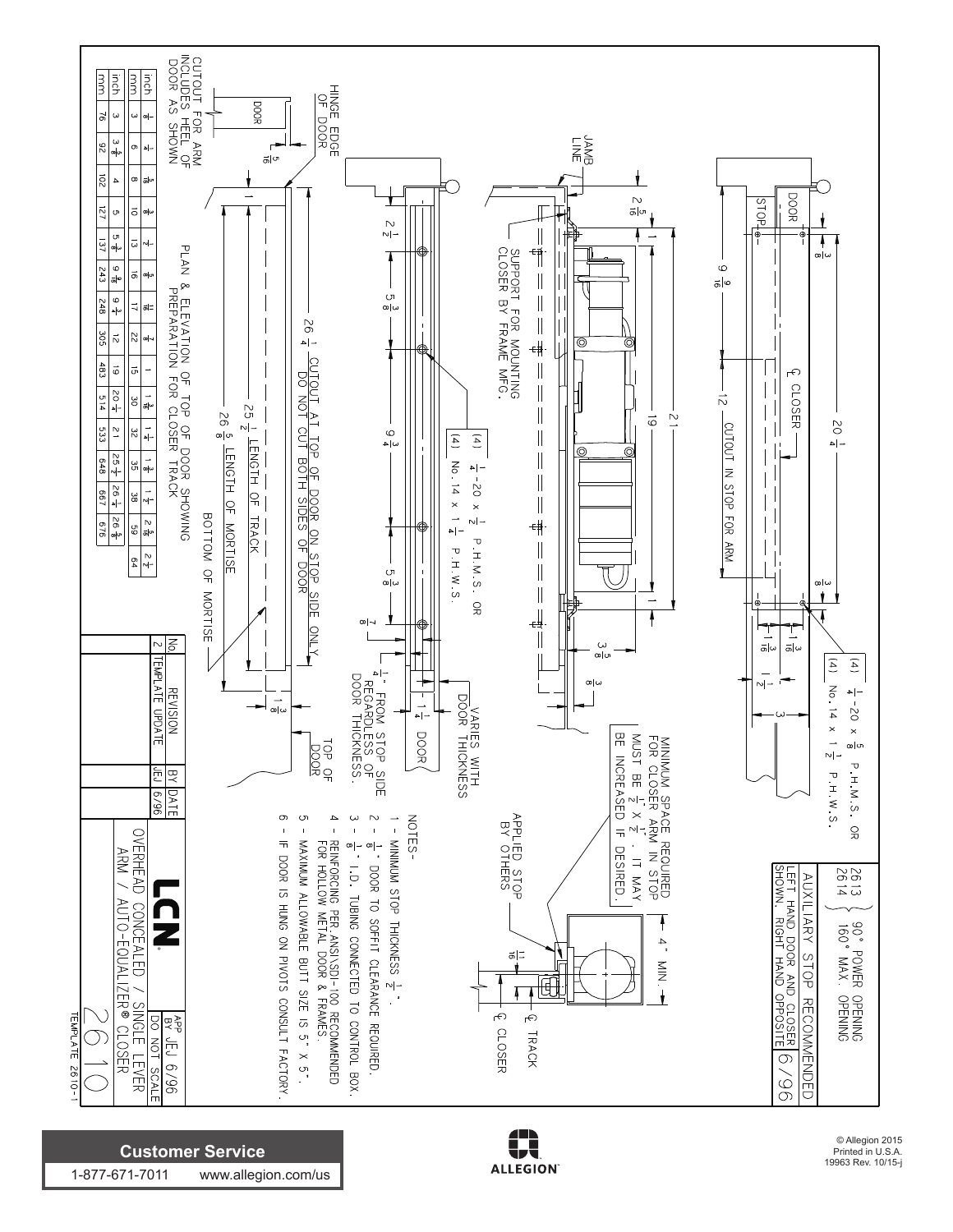# LCN 2610 – Overhead Concealed / Single Lever Arm / Auto-Equalizer® Closer

2613 } 90° POWER OPENING
2614 } 160° MAX. OPENING

AUXILIARY STOP RECOMMENDED

LEFT HAND DOOR AND CLOSER SHOWN. RIGHT HAND OPPOSITE

6/96

DOOR

STOP

3/8

9 9/16

20 1/4

℄ CLOSER

12 — CUTOUT IN STOP FOR ARM

3/8

1 3/16

1 3/16

1 1/2

3

(4) 1/4-20 x 5/8 P.H.M.S. OR
(4) No. 14 x 1 1/2 P.H.W.S.

JAMB LINE

2 5/16

1

SUPPORT FOR MOUNTING CLOSER BY FRAME MFG.

21

19

1

3 5/8

3/8

MINIMUM SPACE REQUIRED FOR CLOSER ARM IN STOP MUST BE 1/2" X 1/2". IT MAY BE INCREASED IF DESIRED.

4" MIN.

APPLIED STOP BY OTHERS

11/16

℄ TRACK

℄ CLOSER

HINGE EDGE OF DOOR

DOOR

5/16

CUTOUT FOR ARM INCLUDES HEEL OF DOOR AS SHOWN

1

2 1/2

5 3/8

9 3/4

5 3/8

7/8

(4) 1/4-20 x 1/2 P.H.M.S. OR
(4) No. 14 x 1 1/4 P.H.W.S.

VARIES WITH DOOR THICKNESS

1 1/4 DOOR

1/4" FROM STOP SIDE REGARDLESS OF DOOR THICKNESS.

26 1/4 CUTOUT AT TOP OF DOOR ON STOP SIDE ONLY
DO NOT CUT BOTH SIDES OF DOOR

25 1/2 LENGTH OF TRACK

26 5/8 LENGTH OF MORTISE

BOTTOM OF MORTISE

1 3/8

TOP OF DOOR

PLAN & ELEVATION OF TOP OF DOOR SHOWING PREPARATION FOR CLOSER TRACK

| | | | | | | | | | | | | | | | |
|---|---|---|---|---|---|---|---|---|---|---|---|---|---|---|---|
| inch | 1/8 | 1/4 | 5/16 | 3/8 | 1/2 | 5/8 | 11/16 | 7/8 | 1 | 1 3/16 | 1 1/4 | 1 3/8 | 1 1/2 | 2 5/16 | 2 1/2 |
| mm | 3 | 6 | 8 | 10 | 13 | 16 | 17 | 22 | 25 | 30 | 32 | 35 | 38 | 59 | 64 |

| | | | | | | | | | | | | | | |
|---|---|---|---|---|---|---|---|---|---|---|---|---|---|---|
| inch | 3 | 3 5/8 | 4 | 5 | 5 3/8 | 9 9/16 | 9 3/4 | 12 | 19 | 20 1/4 | 21 | 25 1/2 | 26 1/4 | 26 5/8 |
| mm | 76 | 92 | 102 | 127 | 137 | 243 | 248 | 305 | 483 | 514 | 533 | 648 | 667 | 676 |

NOTES-

1 - MINIMUM STOP THICKNESS 1/2".
2 - 1/8" DOOR TO SOFFIT CLEARANCE REQUIRED.
3 - 1/8" I.D. TUBING CONNECTED TO CONTROL BOX.
4 - REINFORCING PER ANSI\SDI-100 RECOMMENDED FOR HOLLOW METAL DOOR & FRAMES.
5 - MAXIMUM ALLOWABLE BUTT SIZE IS 5" X 5".
6 - IF DOOR IS HUNG ON PIVOTS CONSULT FACTORY.

| No. | REVISION | BY | DATE |
|---|---|---|---|
| 2 | TEMPLATE UPDATE | JEJ | 6/96 |

LCN®

APP BY JEJ 6/96

DO NOT SCALE

OVERHEAD CONCEALED / SINGLE LEVER ARM / AUTO-EQUALIZER® CLOSER

2610

TEMPLATE 2610-1

**Customer Service**
1-877-671-7011 www.allegion.com/us

ALLEGION™

© Allegion 2015
Printed in U.S.A.
19963 Rev. 10/15-j